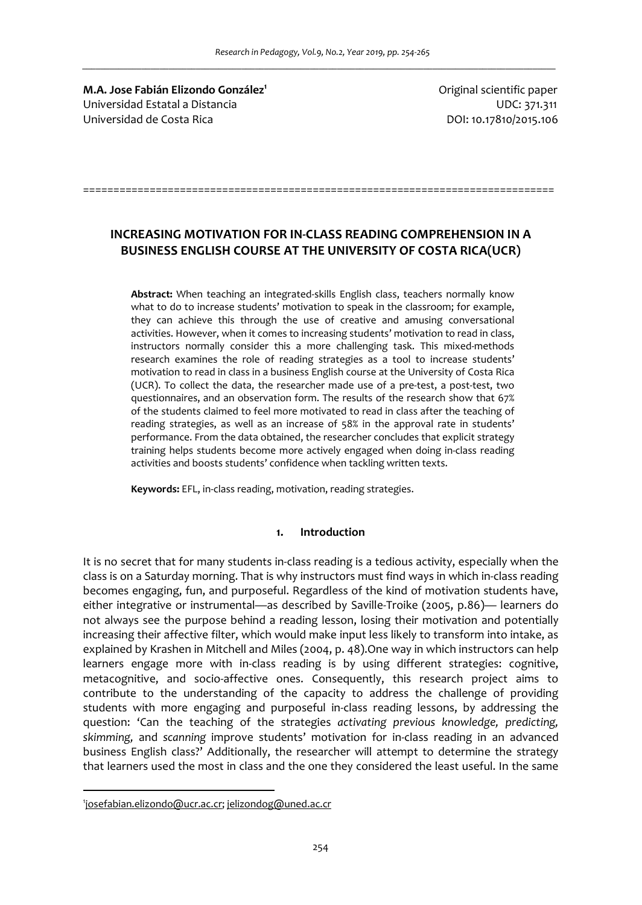**M.A. Jose Fabián Elizondo González**[1]
Universidad Estatal a Distancia
Universidad de Costa Rica

Original scientific paper
UDC: 371.311
DOI: 10.17810/2015.106

# INCREASING MOTIVATION FOR IN-CLASS READING COMPREHENSION IN A BUSINESS ENGLISH COURSE AT THE UNIVERSITY OF COSTA RICA(UCR)

**Abstract:** When teaching an integrated-skills English class, teachers normally know what to do to increase students' motivation to speak in the classroom; for example, they can achieve this through the use of creative and amusing conversational activities. However, when it comes to increasing students' motivation to read in class, instructors normally consider this a more challenging task. This mixed-methods research examines the role of reading strategies as a tool to increase students' motivation to read in class in a business English course at the University of Costa Rica (UCR). To collect the data, the researcher made use of a pre-test, a post-test, two questionnaires, and an observation form. The results of the research show that 67% of the students claimed to feel more motivated to read in class after the teaching of reading strategies, as well as an increase of 58% in the approval rate in students' performance. From the data obtained, the researcher concludes that explicit strategy training helps students become more actively engaged when doing in-class reading activities and boosts students' confidence when tackling written texts.

**Keywords:** EFL, in-class reading, motivation, reading strategies.

## 1. Introduction

It is no secret that for many students in-class reading is a tedious activity, especially when the class is on a Saturday morning. That is why instructors must find ways in which in-class reading becomes engaging, fun, and purposeful. Regardless of the kind of motivation students have, either integrative or instrumental—as described by Saville-Troike (2005, p.86)— learners do not always see the purpose behind a reading lesson, losing their motivation and potentially increasing their affective filter, which would make input less likely to transform into intake, as explained by Krashen in Mitchell and Miles (2004, p. 48).One way in which instructors can help learners engage more with in-class reading is by using different strategies: cognitive, metacognitive, and socio-affective ones. Consequently, this research project aims to contribute to the understanding of the capacity to address the challenge of providing students with more engaging and purposeful in-class reading lessons, by addressing the question: 'Can the teaching of the strategies *activating previous knowledge, predicting, skimming,* and *scanning* improve students' motivation for in-class reading in an advanced business English class?' Additionally, the researcher will attempt to determine the strategy that learners used the most in class and the one they considered the least useful. In the same

[1] josefabian.elizondo@ucr.ac.cr; jelizondog@uned.ac.cr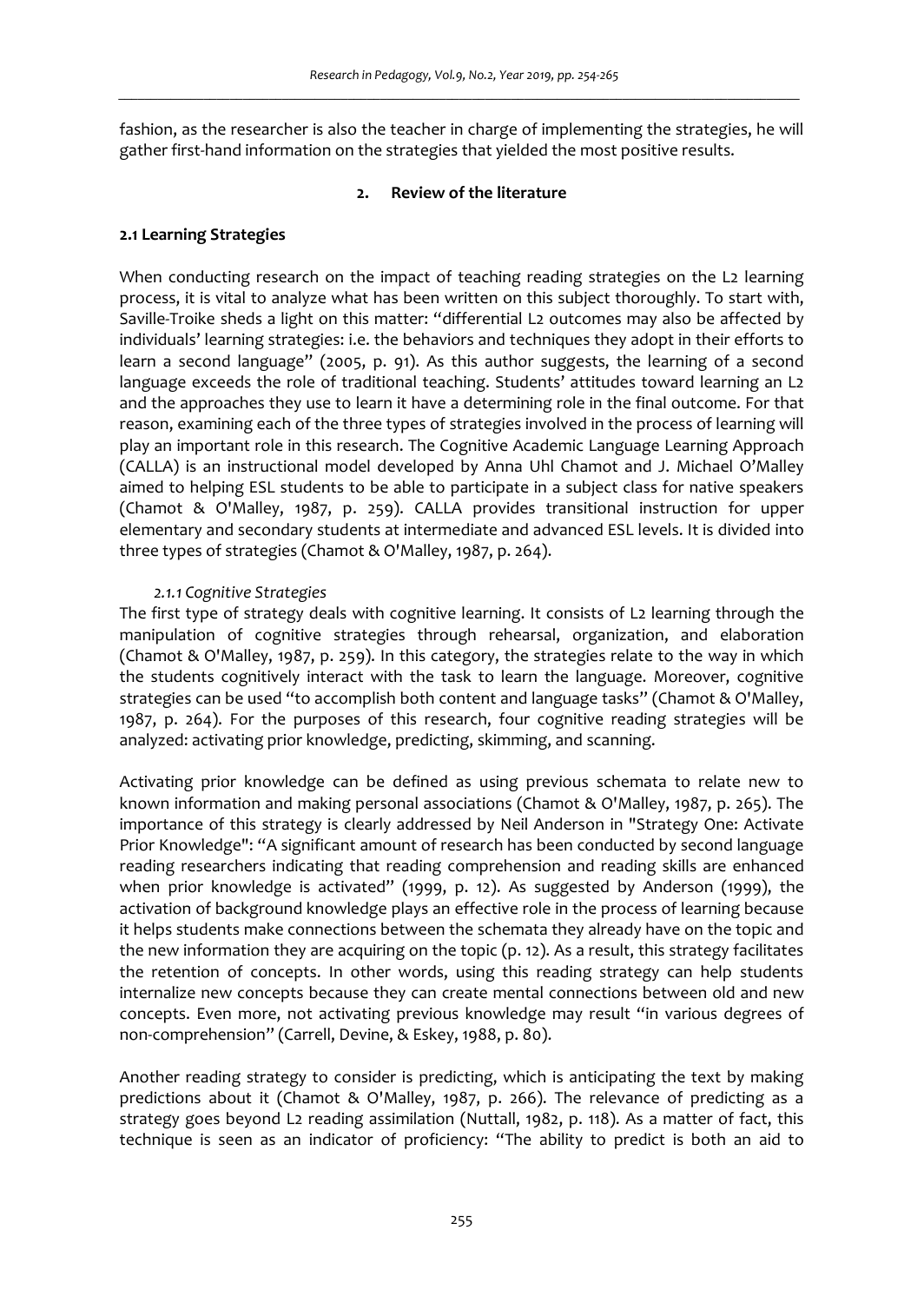fashion, as the researcher is also the teacher in charge of implementing the strategies, he will gather first-hand information on the strategies that yielded the most positive results.

## 2. Review of the literature

### 2.1 Learning Strategies

When conducting research on the impact of teaching reading strategies on the L2 learning process, it is vital to analyze what has been written on this subject thoroughly. To start with, Saville-Troike sheds a light on this matter: "differential L2 outcomes may also be affected by individuals' learning strategies: i.e. the behaviors and techniques they adopt in their efforts to learn a second language" (2005, p. 91). As this author suggests, the learning of a second language exceeds the role of traditional teaching. Students' attitudes toward learning an L2 and the approaches they use to learn it have a determining role in the final outcome. For that reason, examining each of the three types of strategies involved in the process of learning will play an important role in this research. The Cognitive Academic Language Learning Approach (CALLA) is an instructional model developed by Anna Uhl Chamot and J. Michael O'Malley aimed to helping ESL students to be able to participate in a subject class for native speakers (Chamot & O'Malley, 1987, p. 259). CALLA provides transitional instruction for upper elementary and secondary students at intermediate and advanced ESL levels. It is divided into three types of strategies (Chamot & O'Malley, 1987, p. 264).

#### *2.1.1 Cognitive Strategies*

The first type of strategy deals with cognitive learning. It consists of L2 learning through the manipulation of cognitive strategies through rehearsal, organization, and elaboration (Chamot & O'Malley, 1987, p. 259). In this category, the strategies relate to the way in which the students cognitively interact with the task to learn the language. Moreover, cognitive strategies can be used "to accomplish both content and language tasks" (Chamot & O'Malley, 1987, p. 264). For the purposes of this research, four cognitive reading strategies will be analyzed: activating prior knowledge, predicting, skimming, and scanning.

Activating prior knowledge can be defined as using previous schemata to relate new to known information and making personal associations (Chamot & O'Malley, 1987, p. 265). The importance of this strategy is clearly addressed by Neil Anderson in "Strategy One: Activate Prior Knowledge": "A significant amount of research has been conducted by second language reading researchers indicating that reading comprehension and reading skills are enhanced when prior knowledge is activated" (1999, p. 12). As suggested by Anderson (1999), the activation of background knowledge plays an effective role in the process of learning because it helps students make connections between the schemata they already have on the topic and the new information they are acquiring on the topic (p. 12). As a result, this strategy facilitates the retention of concepts. In other words, using this reading strategy can help students internalize new concepts because they can create mental connections between old and new concepts. Even more, not activating previous knowledge may result "in various degrees of non-comprehension" (Carrell, Devine, & Eskey, 1988, p. 80).

Another reading strategy to consider is predicting, which is anticipating the text by making predictions about it (Chamot & O'Malley, 1987, p. 266). The relevance of predicting as a strategy goes beyond L2 reading assimilation (Nuttall, 1982, p. 118). As a matter of fact, this technique is seen as an indicator of proficiency: "The ability to predict is both an aid to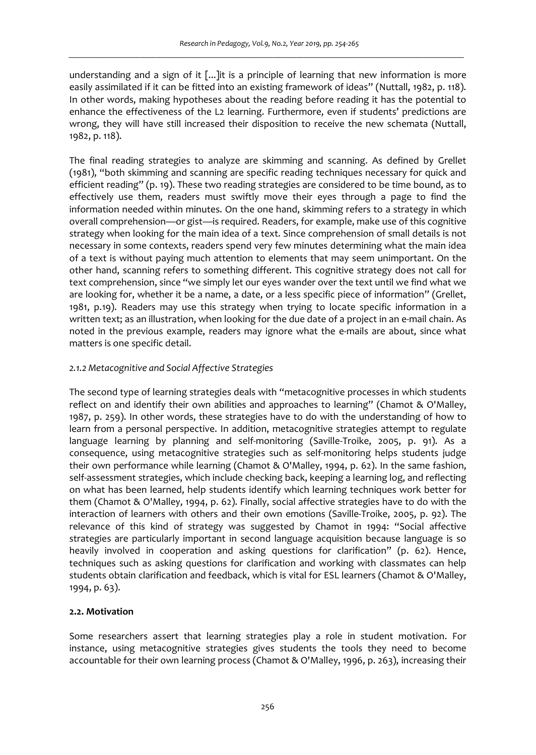understanding and a sign of it [...]it is a principle of learning that new information is more easily assimilated if it can be fitted into an existing framework of ideas" (Nuttall, 1982, p. 118). In other words, making hypotheses about the reading before reading it has the potential to enhance the effectiveness of the L2 learning. Furthermore, even if students' predictions are wrong, they will have still increased their disposition to receive the new schemata (Nuttall, 1982, p. 118).

The final reading strategies to analyze are skimming and scanning. As defined by Grellet (1981), "both skimming and scanning are specific reading techniques necessary for quick and efficient reading" (p. 19). These two reading strategies are considered to be time bound, as to effectively use them, readers must swiftly move their eyes through a page to find the information needed within minutes. On the one hand, skimming refers to a strategy in which overall comprehension—or gist—is required. Readers, for example, make use of this cognitive strategy when looking for the main idea of a text. Since comprehension of small details is not necessary in some contexts, readers spend very few minutes determining what the main idea of a text is without paying much attention to elements that may seem unimportant. On the other hand, scanning refers to something different. This cognitive strategy does not call for text comprehension, since "we simply let our eyes wander over the text until we find what we are looking for, whether it be a name, a date, or a less specific piece of information" (Grellet, 1981, p.19). Readers may use this strategy when trying to locate specific information in a written text; as an illustration, when looking for the due date of a project in an e-mail chain. As noted in the previous example, readers may ignore what the e-mails are about, since what matters is one specific detail.

### *2.1.2 Metacognitive and Social Affective Strategies*

The second type of learning strategies deals with "metacognitive processes in which students reflect on and identify their own abilities and approaches to learning" (Chamot & O'Malley, 1987, p. 259). In other words, these strategies have to do with the understanding of how to learn from a personal perspective. In addition, metacognitive strategies attempt to regulate language learning by planning and self-monitoring (Saville-Troike, 2005, p. 91). As a consequence, using metacognitive strategies such as self-monitoring helps students judge their own performance while learning (Chamot & O'Malley, 1994, p. 62). In the same fashion, self-assessment strategies, which include checking back, keeping a learning log, and reflecting on what has been learned, help students identify which learning techniques work better for them (Chamot & O'Malley, 1994, p. 62). Finally, social affective strategies have to do with the interaction of learners with others and their own emotions (Saville-Troike, 2005, p. 92). The relevance of this kind of strategy was suggested by Chamot in 1994: "Social affective strategies are particularly important in second language acquisition because language is so heavily involved in cooperation and asking questions for clarification" (p. 62). Hence, techniques such as asking questions for clarification and working with classmates can help students obtain clarification and feedback, which is vital for ESL learners (Chamot & O'Malley, 1994, p. 63).

## **2.2. Motivation**

Some researchers assert that learning strategies play a role in student motivation. For instance, using metacognitive strategies gives students the tools they need to become accountable for their own learning process (Chamot & O'Malley, 1996, p. 263), increasing their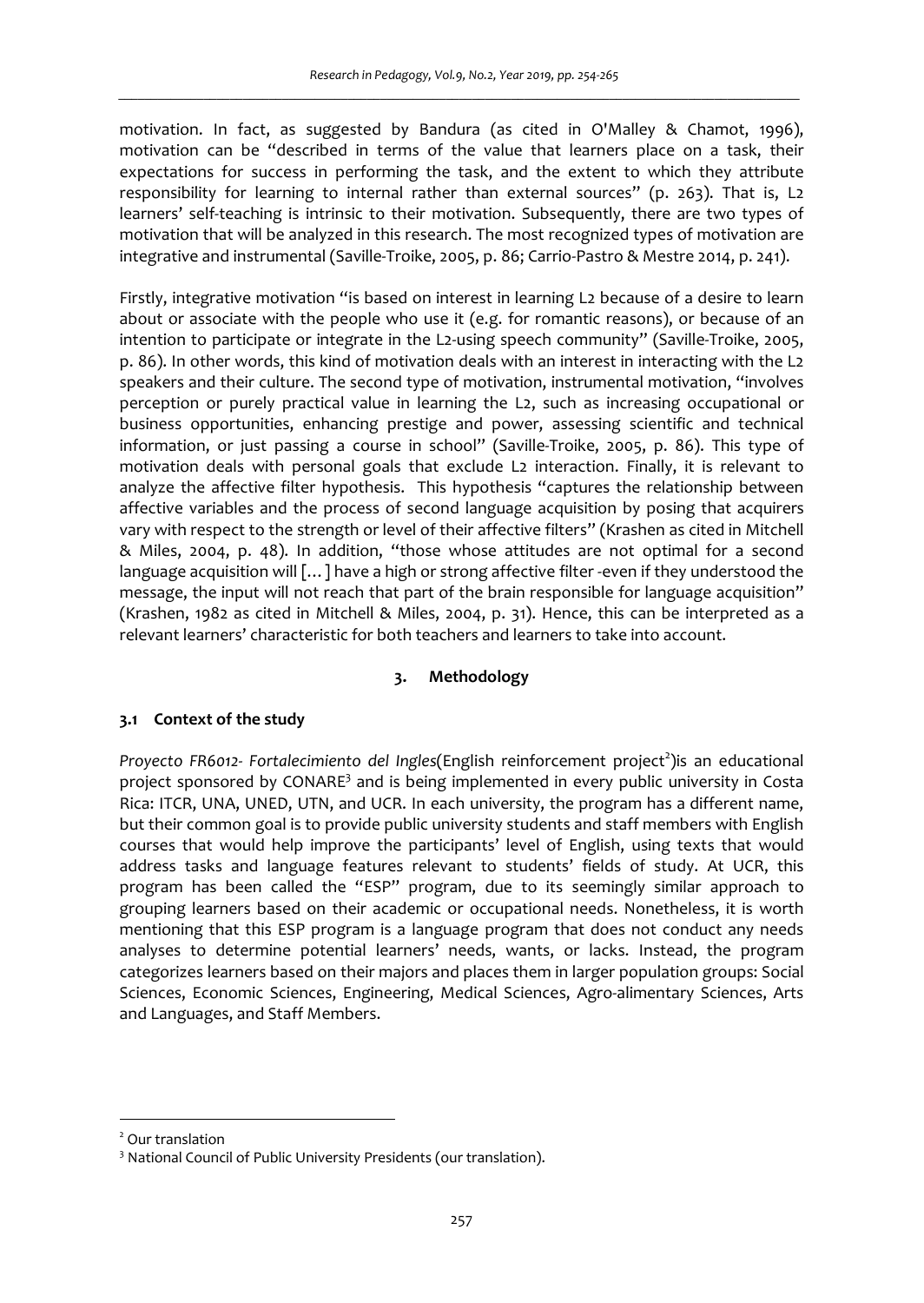motivation. In fact, as suggested by Bandura (as cited in O'Malley & Chamot, 1996), motivation can be "described in terms of the value that learners place on a task, their expectations for success in performing the task, and the extent to which they attribute responsibility for learning to internal rather than external sources" (p. 263). That is, L2 learners' self-teaching is intrinsic to their motivation. Subsequently, there are two types of motivation that will be analyzed in this research. The most recognized types of motivation are integrative and instrumental (Saville-Troike, 2005, p. 86; Carrio-Pastro & Mestre 2014, p. 241).

Firstly, integrative motivation "is based on interest in learning L2 because of a desire to learn about or associate with the people who use it (e.g. for romantic reasons), or because of an intention to participate or integrate in the L2-using speech community" (Saville-Troike, 2005, p. 86). In other words, this kind of motivation deals with an interest in interacting with the L2 speakers and their culture. The second type of motivation, instrumental motivation, "involves perception or purely practical value in learning the L2, such as increasing occupational or business opportunities, enhancing prestige and power, assessing scientific and technical information, or just passing a course in school" (Saville-Troike, 2005, p. 86). This type of motivation deals with personal goals that exclude L2 interaction. Finally, it is relevant to analyze the affective filter hypothesis. This hypothesis "captures the relationship between affective variables and the process of second language acquisition by posing that acquirers vary with respect to the strength or level of their affective filters" (Krashen as cited in Mitchell & Miles, 2004, p. 48). In addition, "those whose attitudes are not optimal for a second language acquisition will [...] have a high or strong affective filter -even if they understood the message, the input will not reach that part of the brain responsible for language acquisition" (Krashen, 1982 as cited in Mitchell & Miles, 2004, p. 31). Hence, this can be interpreted as a relevant learners' characteristic for both teachers and learners to take into account.

## 3. Methodology

### 3.1 Context of the study

*Proyecto FR6012- Fortalecimiento del Ingles*(English reinforcement project[2])is an educational project sponsored by CONARE[3] and is being implemented in every public university in Costa Rica: ITCR, UNA, UNED, UTN, and UCR. In each university, the program has a different name, but their common goal is to provide public university students and staff members with English courses that would help improve the participants' level of English, using texts that would address tasks and language features relevant to students' fields of study. At UCR, this program has been called the "ESP" program, due to its seemingly similar approach to grouping learners based on their academic or occupational needs. Nonetheless, it is worth mentioning that this ESP program is a language program that does not conduct any needs analyses to determine potential learners' needs, wants, or lacks. Instead, the program categorizes learners based on their majors and places them in larger population groups: Social Sciences, Economic Sciences, Engineering, Medical Sciences, Agro-alimentary Sciences, Arts and Languages, and Staff Members.

[2] Our translation

[3] National Council of Public University Presidents (our translation).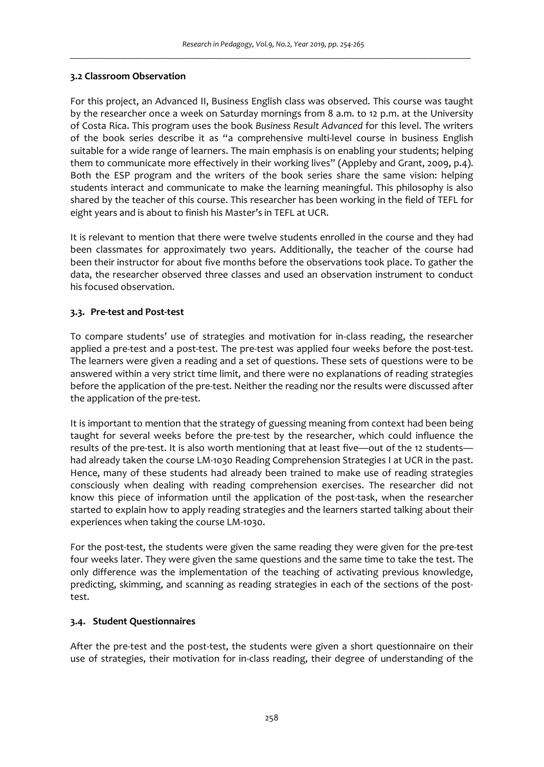### 3.2 Classroom Observation

For this project, an Advanced II, Business English class was observed. This course was taught by the researcher once a week on Saturday mornings from 8 a.m. to 12 p.m. at the University of Costa Rica. This program uses the book *Business Result Advanced* for this level. The writers of the book series describe it as "a comprehensive multi-level course in business English suitable for a wide range of learners. The main emphasis is on enabling your students; helping them to communicate more effectively in their working lives" (Appleby and Grant, 2009, p.4). Both the ESP program and the writers of the book series share the same vision: helping students interact and communicate to make the learning meaningful. This philosophy is also shared by the teacher of this course. This researcher has been working in the field of TEFL for eight years and is about to finish his Master's in TEFL at UCR.

It is relevant to mention that there were twelve students enrolled in the course and they had been classmates for approximately two years. Additionally, the teacher of the course had been their instructor for about five months before the observations took place. To gather the data, the researcher observed three classes and used an observation instrument to conduct his focused observation.

### 3.3. Pre-test and Post-test

To compare students' use of strategies and motivation for in-class reading, the researcher applied a pre-test and a post-test. The pre-test was applied four weeks before the post-test. The learners were given a reading and a set of questions. These sets of questions were to be answered within a very strict time limit, and there were no explanations of reading strategies before the application of the pre-test. Neither the reading nor the results were discussed after the application of the pre-test.

It is important to mention that the strategy of guessing meaning from context had been being taught for several weeks before the pre-test by the researcher, which could influence the results of the pre-test. It is also worth mentioning that at least five—out of the 12 students—had already taken the course LM-1030 Reading Comprehension Strategies I at UCR in the past. Hence, many of these students had already been trained to make use of reading strategies consciously when dealing with reading comprehension exercises. The researcher did not know this piece of information until the application of the post-task, when the researcher started to explain how to apply reading strategies and the learners started talking about their experiences when taking the course LM-1030.

For the post-test, the students were given the same reading they were given for the pre-test four weeks later. They were given the same questions and the same time to take the test. The only difference was the implementation of the teaching of activating previous knowledge, predicting, skimming, and scanning as reading strategies in each of the sections of the post-test.

### 3.4. Student Questionnaires

After the pre-test and the post-test, the students were given a short questionnaire on their use of strategies, their motivation for in-class reading, their degree of understanding of the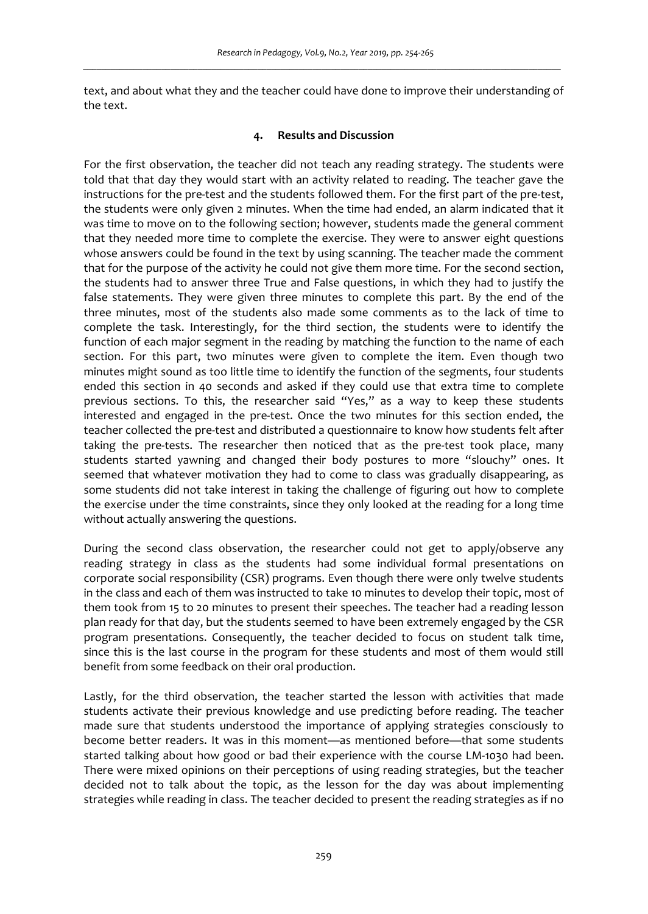text, and about what they and the teacher could have done to improve their understanding of the text.

## 4. Results and Discussion

For the first observation, the teacher did not teach any reading strategy. The students were told that that day they would start with an activity related to reading. The teacher gave the instructions for the pre-test and the students followed them. For the first part of the pre-test, the students were only given 2 minutes. When the time had ended, an alarm indicated that it was time to move on to the following section; however, students made the general comment that they needed more time to complete the exercise. They were to answer eight questions whose answers could be found in the text by using scanning. The teacher made the comment that for the purpose of the activity he could not give them more time. For the second section, the students had to answer three True and False questions, in which they had to justify the false statements. They were given three minutes to complete this part. By the end of the three minutes, most of the students also made some comments as to the lack of time to complete the task. Interestingly, for the third section, the students were to identify the function of each major segment in the reading by matching the function to the name of each section. For this part, two minutes were given to complete the item. Even though two minutes might sound as too little time to identify the function of the segments, four students ended this section in 40 seconds and asked if they could use that extra time to complete previous sections. To this, the researcher said "Yes," as a way to keep these students interested and engaged in the pre-test. Once the two minutes for this section ended, the teacher collected the pre-test and distributed a questionnaire to know how students felt after taking the pre-tests. The researcher then noticed that as the pre-test took place, many students started yawning and changed their body postures to more "slouchy" ones. It seemed that whatever motivation they had to come to class was gradually disappearing, as some students did not take interest in taking the challenge of figuring out how to complete the exercise under the time constraints, since they only looked at the reading for a long time without actually answering the questions.

During the second class observation, the researcher could not get to apply/observe any reading strategy in class as the students had some individual formal presentations on corporate social responsibility (CSR) programs. Even though there were only twelve students in the class and each of them was instructed to take 10 minutes to develop their topic, most of them took from 15 to 20 minutes to present their speeches. The teacher had a reading lesson plan ready for that day, but the students seemed to have been extremely engaged by the CSR program presentations. Consequently, the teacher decided to focus on student talk time, since this is the last course in the program for these students and most of them would still benefit from some feedback on their oral production.

Lastly, for the third observation, the teacher started the lesson with activities that made students activate their previous knowledge and use predicting before reading. The teacher made sure that students understood the importance of applying strategies consciously to become better readers. It was in this moment—as mentioned before—that some students started talking about how good or bad their experience with the course LM-1030 had been. There were mixed opinions on their perceptions of using reading strategies, but the teacher decided not to talk about the topic, as the lesson for the day was about implementing strategies while reading in class. The teacher decided to present the reading strategies as if no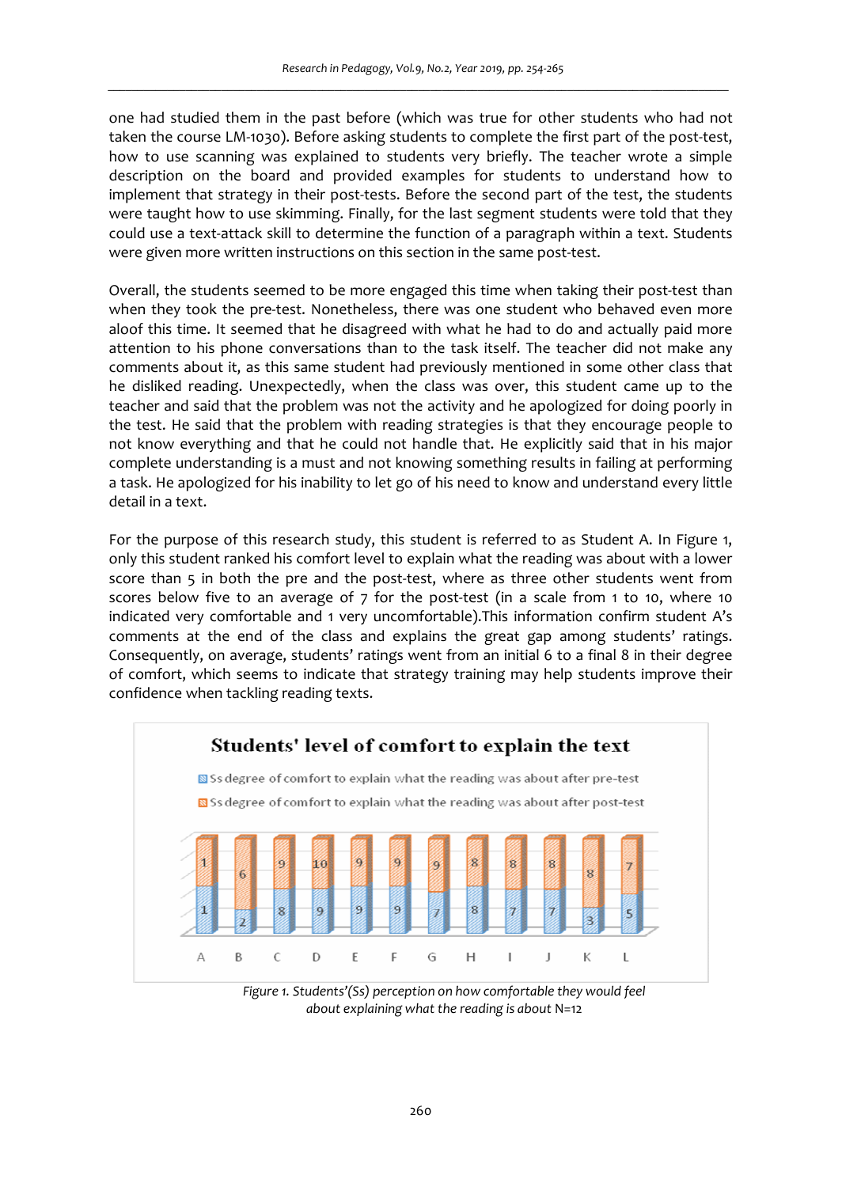one had studied them in the past before (which was true for other students who had not taken the course LM-1030). Before asking students to complete the first part of the post-test, how to use scanning was explained to students very briefly. The teacher wrote a simple description on the board and provided examples for students to understand how to implement that strategy in their post-tests. Before the second part of the test, the students were taught how to use skimming. Finally, for the last segment students were told that they could use a text-attack skill to determine the function of a paragraph within a text. Students were given more written instructions on this section in the same post-test.

Overall, the students seemed to be more engaged this time when taking their post-test than when they took the pre-test. Nonetheless, there was one student who behaved even more aloof this time. It seemed that he disagreed with what he had to do and actually paid more attention to his phone conversations than to the task itself. The teacher did not make any comments about it, as this same student had previously mentioned in some other class that he disliked reading. Unexpectedly, when the class was over, this student came up to the teacher and said that the problem was not the activity and he apologized for doing poorly in the test. He said that the problem with reading strategies is that they encourage people to not know everything and that he could not handle that. He explicitly said that in his major complete understanding is a must and not knowing something results in failing at performing a task. He apologized for his inability to let go of his need to know and understand every little detail in a text.

For the purpose of this research study, this student is referred to as Student A. In Figure 1, only this student ranked his comfort level to explain what the reading was about with a lower score than 5 in both the pre and the post-test, where as three other students went from scores below five to an average of 7 for the post-test (in a scale from 1 to 10, where 10 indicated very comfortable and 1 very uncomfortable).This information confirm student A's comments at the end of the class and explains the great gap among students' ratings. Consequently, on average, students' ratings went from an initial 6 to a final 8 in their degree of comfort, which seems to indicate that strategy training may help students improve their confidence when tackling reading texts.

**Students' level of comfort to explain the text**

| Student | Ss degree of comfort to explain what the reading was about after pre-test | Ss degree of comfort to explain what the reading was about after post-test |
|---|---|---|
| A | 1 | 1 |
| B | 2 | 6 |
| C | 8 | 9 |
| D | 9 | 10 |
| E | 9 | 9 |
| F | 9 | 9 |
| G | 7 | 9 |
| H | 8 | 8 |
| I | 7 | 8 |
| J | 7 | 8 |
| K | 3 | 8 |
| L | 5 | 7 |

*Figure 1. Students'(Ss) perception on how comfortable they would feel about explaining what the reading is about* N=12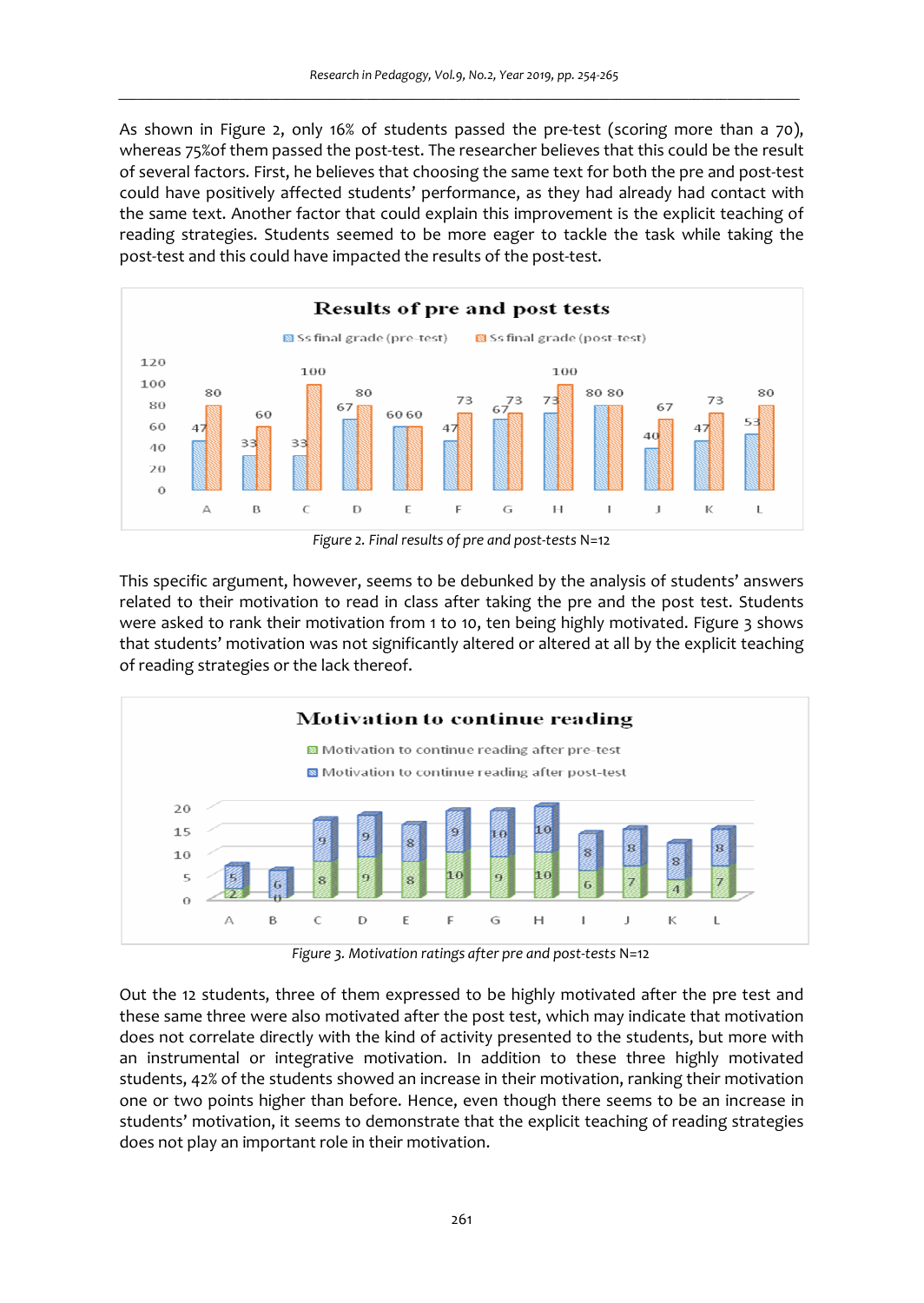As shown in Figure 2, only 16% of students passed the pre-test (scoring more than a 70), whereas 75%of them passed the post-test. The researcher believes that this could be the result of several factors. First, he believes that choosing the same text for both the pre and post-test could have positively affected students' performance, as they had already had contact with the same text. Another factor that could explain this improvement is the explicit teaching of reading strategies. Students seemed to be more eager to tackle the task while taking the post-test and this could have impacted the results of the post-test.

**Results of pre and post tests**

| Student | Ss final grade (pre-test) | Ss final grade (post-test) |
|---|---|---|
| A | 47 | 80 |
| B | 33 | 60 |
| C | 33 | 100 |
| D | 67 | 80 |
| E | 60 | 60 |
| F | 47 | 73 |
| G | 67 | 73 |
| H | 73 | 100 |
| I | 80 | 80 |
| J | 40 | 67 |
| K | 47 | 73 |
| L | 53 | 80 |

*Figure 2. Final results of pre and post-tests* N=12

This specific argument, however, seems to be debunked by the analysis of students' answers related to their motivation to read in class after taking the pre and the post test. Students were asked to rank their motivation from 1 to 10, ten being highly motivated. Figure 3 shows that students' motivation was not significantly altered or altered at all by the explicit teaching of reading strategies or the lack thereof.

**Motivation to continue reading**

| Student | Motivation to continue reading after pre-test | Motivation to continue reading after post-test |
|---|---|---|
| A | 2 | 5 |
| B | 0 | 6 |
| C | 8 | 9 |
| D | 9 | 9 |
| E | 8 | 8 |
| F | 10 | 9 |
| G | 9 | 10 |
| H | 10 | 10 |
| I | 6 | 8 |
| J | 7 | 8 |
| K | 4 | 8 |
| L | 7 | 8 |

*Figure 3. Motivation ratings after pre and post-tests* N=12

Out the 12 students, three of them expressed to be highly motivated after the pre test and these same three were also motivated after the post test, which may indicate that motivation does not correlate directly with the kind of activity presented to the students, but more with an instrumental or integrative motivation. In addition to these three highly motivated students, 42% of the students showed an increase in their motivation, ranking their motivation one or two points higher than before. Hence, even though there seems to be an increase in students' motivation, it seems to demonstrate that the explicit teaching of reading strategies does not play an important role in their motivation.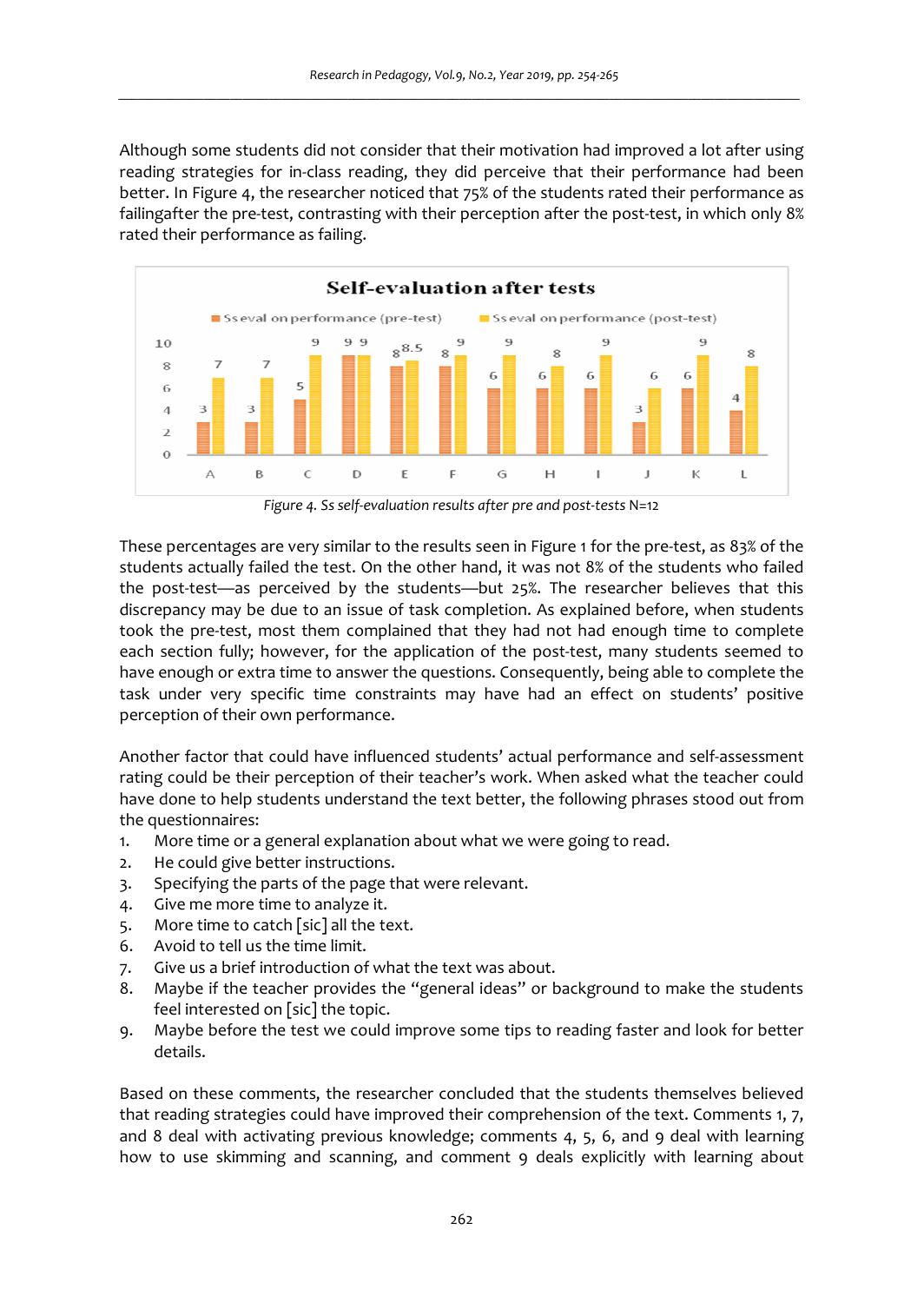Although some students did not consider that their motivation had improved a lot after using reading strategies for in-class reading, they did perceive that their performance had been better. In Figure 4, the researcher noticed that 75% of the students rated their performance as failingafter the pre-test, contrasting with their perception after the post-test, in which only 8% rated their performance as failing.

**Self-evaluation after tests**

| Student | Ss eval on performance (pre-test) | Ss eval on performance (post-test) |
|---|---|---|
| A | 3 | 7 |
| B | 3 | 7 |
| C | 5 | 9 |
| D | 9 | 9 |
| E | 8 | 8.5 |
| F | 8 | 9 |
| G | 6 | 9 |
| H | 6 | 8 |
| I | 6 | 9 |
| J | 3 | 6 |
| K | 6 | 9 |
| L | 4 | 8 |

*Figure 4. Ss self-evaluation results after pre and post-tests* N=12

These percentages are very similar to the results seen in Figure 1 for the pre-test, as 83% of the students actually failed the test. On the other hand, it was not 8% of the students who failed the post-test—as perceived by the students—but 25%. The researcher believes that this discrepancy may be due to an issue of task completion. As explained before, when students took the pre-test, most them complained that they had not had enough time to complete each section fully; however, for the application of the post-test, many students seemed to have enough or extra time to answer the questions. Consequently, being able to complete the task under very specific time constraints may have had an effect on students' positive perception of their own performance.

Another factor that could have influenced students' actual performance and self-assessment rating could be their perception of their teacher's work. When asked what the teacher could have done to help students understand the text better, the following phrases stood out from the questionnaires:

1. More time or a general explanation about what we were going to read.
2. He could give better instructions.
3. Specifying the parts of the page that were relevant.
4. Give me more time to analyze it.
5. More time to catch [sic] all the text.
6. Avoid to tell us the time limit.
7. Give us a brief introduction of what the text was about.
8. Maybe if the teacher provides the "general ideas" or background to make the students feel interested on [sic] the topic.
9. Maybe before the test we could improve some tips to reading faster and look for better details.

Based on these comments, the researcher concluded that the students themselves believed that reading strategies could have improved their comprehension of the text. Comments 1, 7, and 8 deal with activating previous knowledge; comments 4, 5, 6, and 9 deal with learning how to use skimming and scanning, and comment 9 deals explicitly with learning about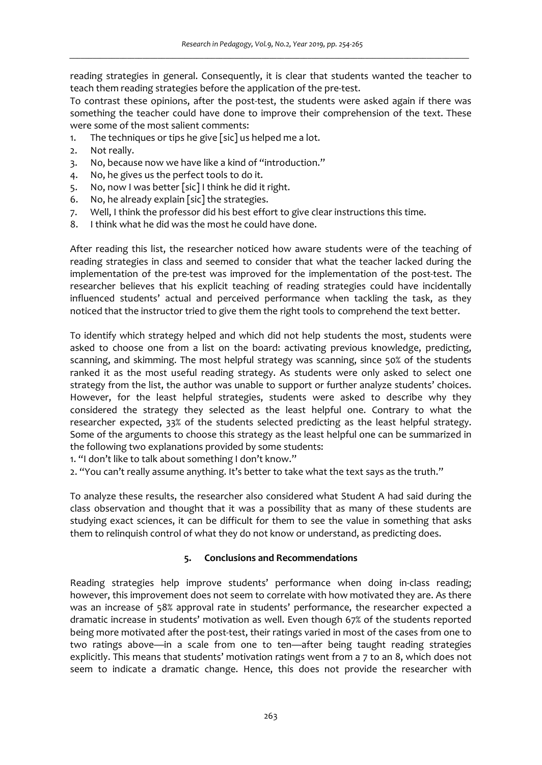reading strategies in general. Consequently, it is clear that students wanted the teacher to teach them reading strategies before the application of the pre-test.

To contrast these opinions, after the post-test, the students were asked again if there was something the teacher could have done to improve their comprehension of the text. These were some of the most salient comments:

1. The techniques or tips he give [sic] us helped me a lot.
2. Not really.
3. No, because now we have like a kind of "introduction."
4. No, he gives us the perfect tools to do it.
5. No, now I was better [sic] I think he did it right.
6. No, he already explain [sic] the strategies.
7. Well, I think the professor did his best effort to give clear instructions this time.
8. I think what he did was the most he could have done.

After reading this list, the researcher noticed how aware students were of the teaching of reading strategies in class and seemed to consider that what the teacher lacked during the implementation of the pre-test was improved for the implementation of the post-test. The researcher believes that his explicit teaching of reading strategies could have incidentally influenced students' actual and perceived performance when tackling the task, as they noticed that the instructor tried to give them the right tools to comprehend the text better.

To identify which strategy helped and which did not help students the most, students were asked to choose one from a list on the board: activating previous knowledge, predicting, scanning, and skimming. The most helpful strategy was scanning, since 50% of the students ranked it as the most useful reading strategy. As students were only asked to select one strategy from the list, the author was unable to support or further analyze students' choices. However, for the least helpful strategies, students were asked to describe why they considered the strategy they selected as the least helpful one. Contrary to what the researcher expected, 33% of the students selected predicting as the least helpful strategy. Some of the arguments to choose this strategy as the least helpful one can be summarized in the following two explanations provided by some students:

1. "I don't like to talk about something I don't know."
2. "You can't really assume anything. It's better to take what the text says as the truth."

To analyze these results, the researcher also considered what Student A had said during the class observation and thought that it was a possibility that as many of these students are studying exact sciences, it can be difficult for them to see the value in something that asks them to relinquish control of what they do not know or understand, as predicting does.

## 5. Conclusions and Recommendations

Reading strategies help improve students' performance when doing in-class reading; however, this improvement does not seem to correlate with how motivated they are. As there was an increase of 58% approval rate in students' performance, the researcher expected a dramatic increase in students' motivation as well. Even though 67% of the students reported being more motivated after the post-test, their ratings varied in most of the cases from one to two ratings above—in a scale from one to ten—after being taught reading strategies explicitly. This means that students' motivation ratings went from a 7 to an 8, which does not seem to indicate a dramatic change. Hence, this does not provide the researcher with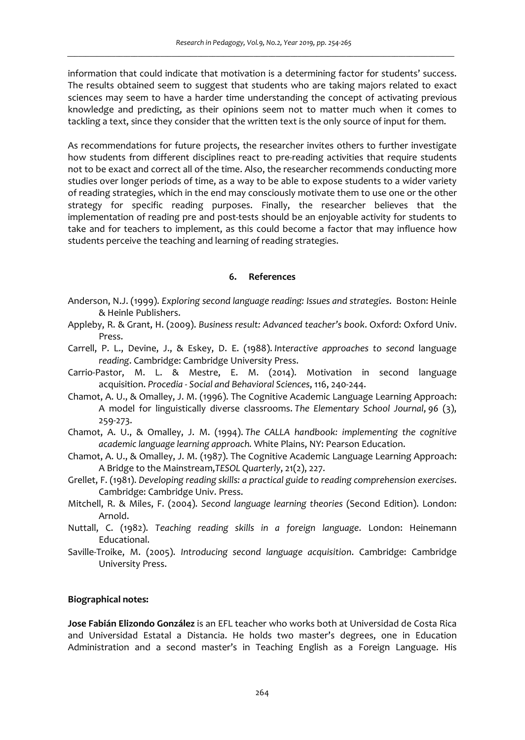information that could indicate that motivation is a determining factor for students' success. The results obtained seem to suggest that students who are taking majors related to exact sciences may seem to have a harder time understanding the concept of activating previous knowledge and predicting, as their opinions seem not to matter much when it comes to tackling a text, since they consider that the written text is the only source of input for them.

As recommendations for future projects, the researcher invites others to further investigate how students from different disciplines react to pre-reading activities that require students not to be exact and correct all of the time. Also, the researcher recommends conducting more studies over longer periods of time, as a way to be able to expose students to a wider variety of reading strategies, which in the end may consciously motivate them to use one or the other strategy for specific reading purposes. Finally, the researcher believes that the implementation of reading pre and post-tests should be an enjoyable activity for students to take and for teachers to implement, as this could become a factor that may influence how students perceive the teaching and learning of reading strategies.

## 6. References

Anderson, N.J. (1999). *Exploring second language reading: Issues and strategies*. Boston: Heinle & Heinle Publishers.

Appleby, R. & Grant, H. (2009). *Business result: Advanced teacher's book*. Oxford: Oxford Univ. Press.

Carrell, P. L., Devine, J., & Eskey, D. E. (1988). *Interactive approaches to second* language *reading*. Cambridge: Cambridge University Press.

Carrio-Pastor, M. L. & Mestre, E. M. (2014). Motivation in second language acquisition. *Procedia - Social and Behavioral Sciences*, 116, 240-244.

Chamot, A. U., & Omalley, J. M. (1996). The Cognitive Academic Language Learning Approach: A model for linguistically diverse classrooms. *The Elementary School Journal*, *96* (3), 259-273.

Chamot, A. U., & Omalley, J. M. (1994). *The CALLA handbook: implementing the cognitive academic language learning approach.* White Plains, NY: Pearson Education.

Chamot, A. U., & Omalley, J. M. (1987). The Cognitive Academic Language Learning Approach: A Bridge to the Mainstream,*TESOL Quarterly*, 21(2), 227.

Grellet, F. (1981). *Developing reading skills: a practical guide to reading comprehension exercises*. Cambridge: Cambridge Univ. Press.

Mitchell, R. & Miles, F. (2004). *Second language learning theories* (Second Edition). London: Arnold.

Nuttall, C. (1982). *Teaching reading skills in a foreign language*. London: Heinemann Educational.

Saville-Troike, M. (2005). *Introducing second language acquisition*. Cambridge: Cambridge University Press.

**Biographical notes:**

**Jose Fabián Elizondo González** is an EFL teacher who works both at Universidad de Costa Rica and Universidad Estatal a Distancia. He holds two master's degrees, one in Education Administration and a second master's in Teaching English as a Foreign Language. His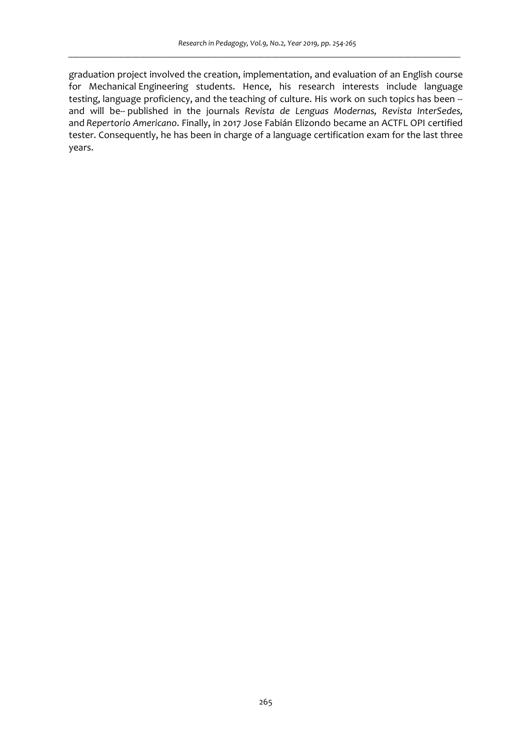graduation project involved the creation, implementation, and evaluation of an English course for Mechanical Engineering students. Hence, his research interests include language testing, language proficiency, and the teaching of culture. His work on such topics has been --and will be-- published in the journals *Revista de Lenguas Modernas, Revista InterSedes,* and *Repertorio Americano*. Finally, in 2017 Jose Fabián Elizondo became an ACTFL OPI certified tester. Consequently, he has been in charge of a language certification exam for the last three years.